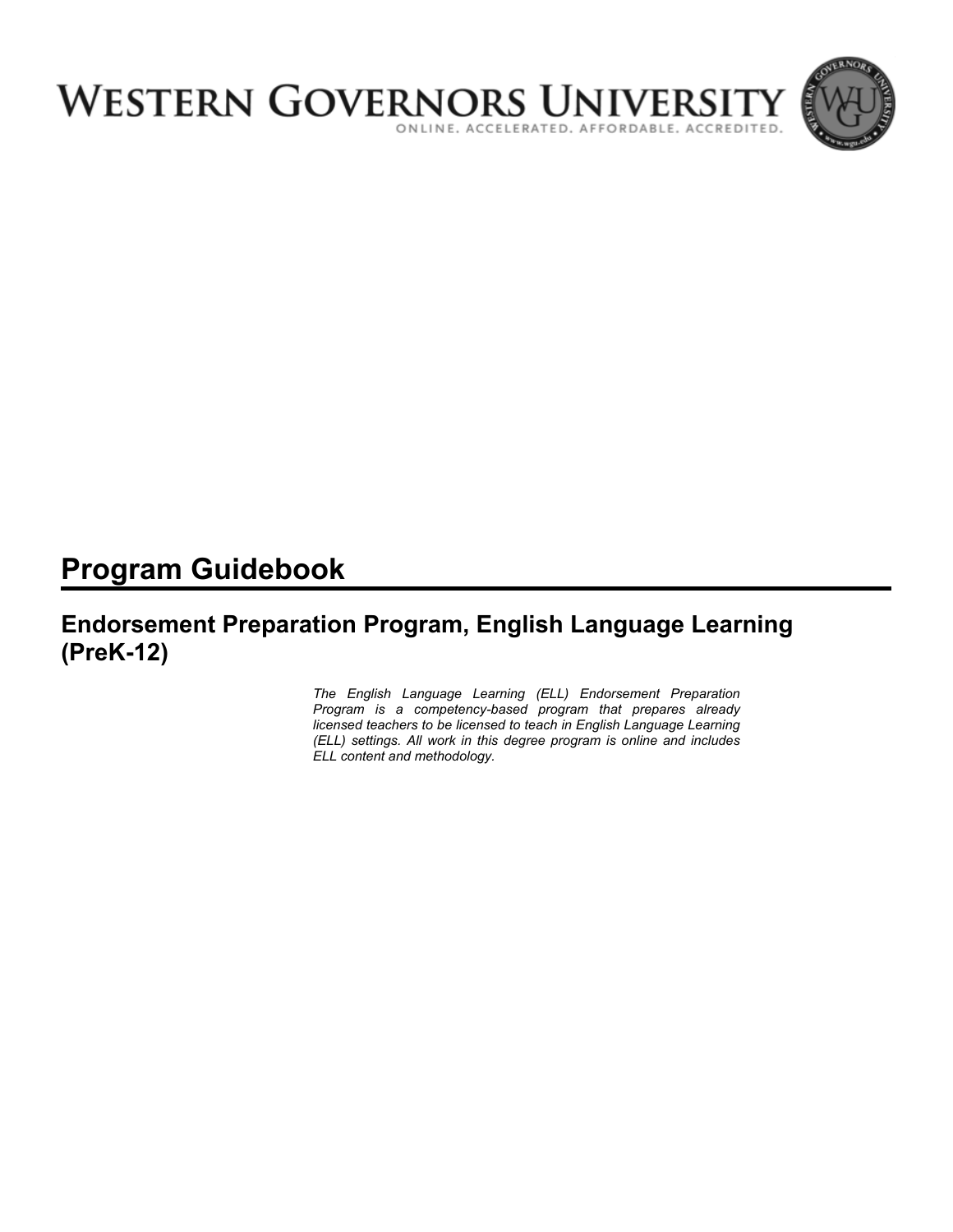# WESTERN GOVERNORS UNIVERSITY

ONLINE. ACCELERATED. AFFORDABLE. ACCREDITED.

# Program Guidebook

## Endorsement Preparation Program, English Language Learning (PreK-12)

*The English Language Learning (ELL) Endorsement Preparation Program is a competency-based program that prepares already licensed teachers to be licensed to teach in English Language Learning (ELL) settings. All work in this degree program is online and includes ELL content and methodology.*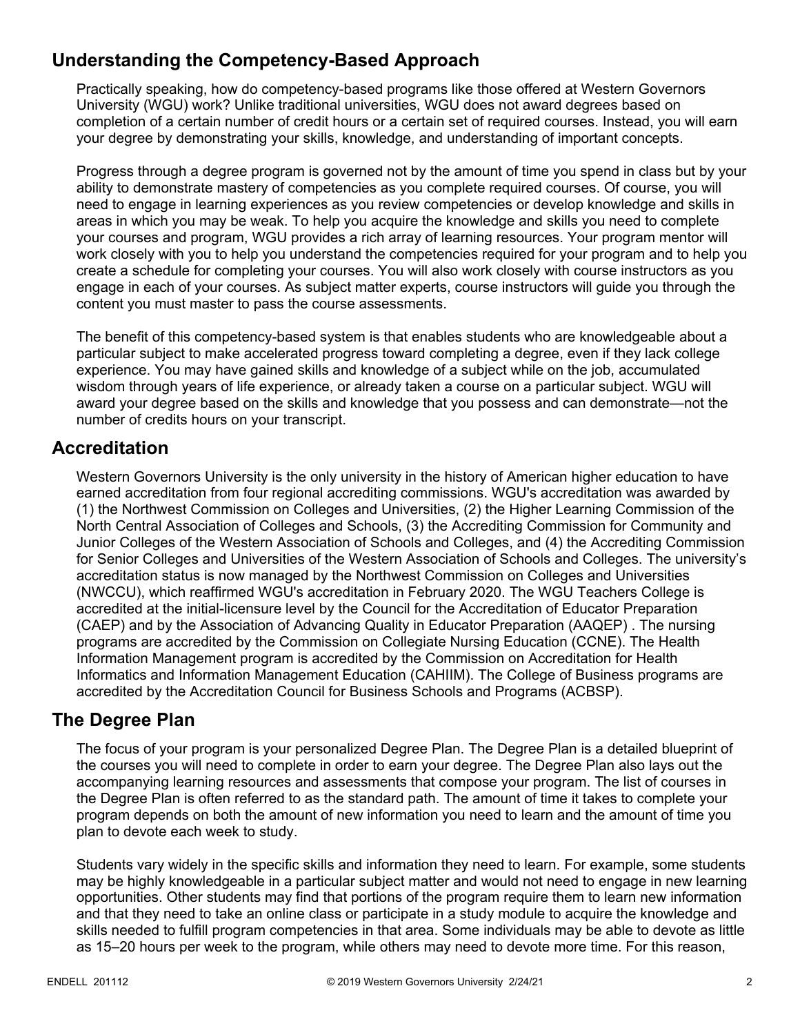## Understanding the Competency-Based Approach

Practically speaking, how do competency-based programs like those offered at Western Governors University (WGU) work? Unlike traditional universities, WGU does not award degrees based on completion of a certain number of credit hours or a certain set of required courses. Instead, you will earn your degree by demonstrating your skills, knowledge, and understanding of important concepts.

Progress through a degree program is governed not by the amount of time you spend in class but by your ability to demonstrate mastery of competencies as you complete required courses. Of course, you will need to engage in learning experiences as you review competencies or develop knowledge and skills in areas in which you may be weak. To help you acquire the knowledge and skills you need to complete your courses and program, WGU provides a rich array of learning resources. Your program mentor will work closely with you to help you understand the competencies required for your program and to help you create a schedule for completing your courses. You will also work closely with course instructors as you engage in each of your courses. As subject matter experts, course instructors will guide you through the content you must master to pass the course assessments.

The benefit of this competency-based system is that enables students who are knowledgeable about a particular subject to make accelerated progress toward completing a degree, even if they lack college experience. You may have gained skills and knowledge of a subject while on the job, accumulated wisdom through years of life experience, or already taken a course on a particular subject. WGU will award your degree based on the skills and knowledge that you possess and can demonstrate—not the number of credits hours on your transcript.

## Accreditation

Western Governors University is the only university in the history of American higher education to have earned accreditation from four regional accrediting commissions. WGU's accreditation was awarded by (1) the Northwest Commission on Colleges and Universities, (2) the Higher Learning Commission of the North Central Association of Colleges and Schools, (3) the Accrediting Commission for Community and Junior Colleges of the Western Association of Schools and Colleges, and (4) the Accrediting Commission for Senior Colleges and Universities of the Western Association of Schools and Colleges. The university's accreditation status is now managed by the Northwest Commission on Colleges and Universities (NWCCU), which reaffirmed WGU's accreditation in February 2020. The WGU Teachers College is accredited at the initial-licensure level by the Council for the Accreditation of Educator Preparation (CAEP) and by the Association of Advancing Quality in Educator Preparation (AAQEP) . The nursing programs are accredited by the Commission on Collegiate Nursing Education (CCNE). The Health Information Management program is accredited by the Commission on Accreditation for Health Informatics and Information Management Education (CAHIIM). The College of Business programs are accredited by the Accreditation Council for Business Schools and Programs (ACBSP).

## The Degree Plan

The focus of your program is your personalized Degree Plan. The Degree Plan is a detailed blueprint of the courses you will need to complete in order to earn your degree. The Degree Plan also lays out the accompanying learning resources and assessments that compose your program. The list of courses in the Degree Plan is often referred to as the standard path. The amount of time it takes to complete your program depends on both the amount of new information you need to learn and the amount of time you plan to devote each week to study.

Students vary widely in the specific skills and information they need to learn. For example, some students may be highly knowledgeable in a particular subject matter and would not need to engage in new learning opportunities. Other students may find that portions of the program require them to learn new information and that they need to take an online class or participate in a study module to acquire the knowledge and skills needed to fulfill program competencies in that area. Some individuals may be able to devote as little as 15–20 hours per week to the program, while others may need to devote more time. For this reason,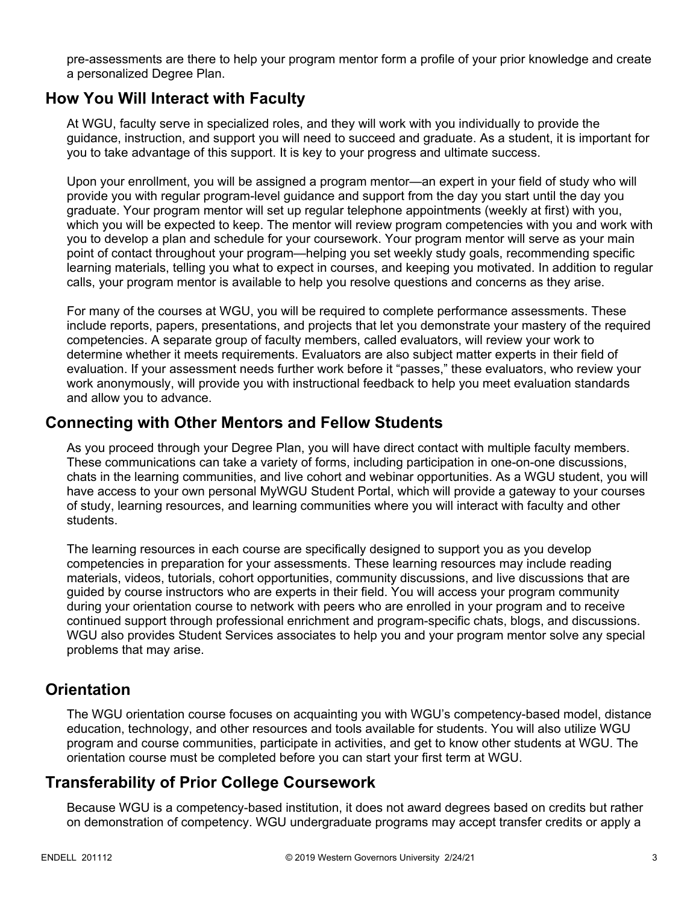pre-assessments are there to help your program mentor form a profile of your prior knowledge and create a personalized Degree Plan.

## How You Will Interact with Faculty

At WGU, faculty serve in specialized roles, and they will work with you individually to provide the guidance, instruction, and support you will need to succeed and graduate. As a student, it is important for you to take advantage of this support. It is key to your progress and ultimate success.

Upon your enrollment, you will be assigned a program mentor—an expert in your field of study who will provide you with regular program-level guidance and support from the day you start until the day you graduate. Your program mentor will set up regular telephone appointments (weekly at first) with you, which you will be expected to keep. The mentor will review program competencies with you and work with you to develop a plan and schedule for your coursework. Your program mentor will serve as your main point of contact throughout your program—helping you set weekly study goals, recommending specific learning materials, telling you what to expect in courses, and keeping you motivated. In addition to regular calls, your program mentor is available to help you resolve questions and concerns as they arise.

For many of the courses at WGU, you will be required to complete performance assessments. These include reports, papers, presentations, and projects that let you demonstrate your mastery of the required competencies. A separate group of faculty members, called evaluators, will review your work to determine whether it meets requirements. Evaluators are also subject matter experts in their field of evaluation. If your assessment needs further work before it "passes," these evaluators, who review your work anonymously, will provide you with instructional feedback to help you meet evaluation standards and allow you to advance.

## Connecting with Other Mentors and Fellow Students

As you proceed through your Degree Plan, you will have direct contact with multiple faculty members. These communications can take a variety of forms, including participation in one-on-one discussions, chats in the learning communities, and live cohort and webinar opportunities. As a WGU student, you will have access to your own personal MyWGU Student Portal, which will provide a gateway to your courses of study, learning resources, and learning communities where you will interact with faculty and other students.

The learning resources in each course are specifically designed to support you as you develop competencies in preparation for your assessments. These learning resources may include reading materials, videos, tutorials, cohort opportunities, community discussions, and live discussions that are guided by course instructors who are experts in their field. You will access your program community during your orientation course to network with peers who are enrolled in your program and to receive continued support through professional enrichment and program-specific chats, blogs, and discussions. WGU also provides Student Services associates to help you and your program mentor solve any special problems that may arise.

## Orientation

The WGU orientation course focuses on acquainting you with WGU's competency-based model, distance education, technology, and other resources and tools available for students. You will also utilize WGU program and course communities, participate in activities, and get to know other students at WGU. The orientation course must be completed before you can start your first term at WGU.

## Transferability of Prior College Coursework

Because WGU is a competency-based institution, it does not award degrees based on credits but rather on demonstration of competency. WGU undergraduate programs may accept transfer credits or apply a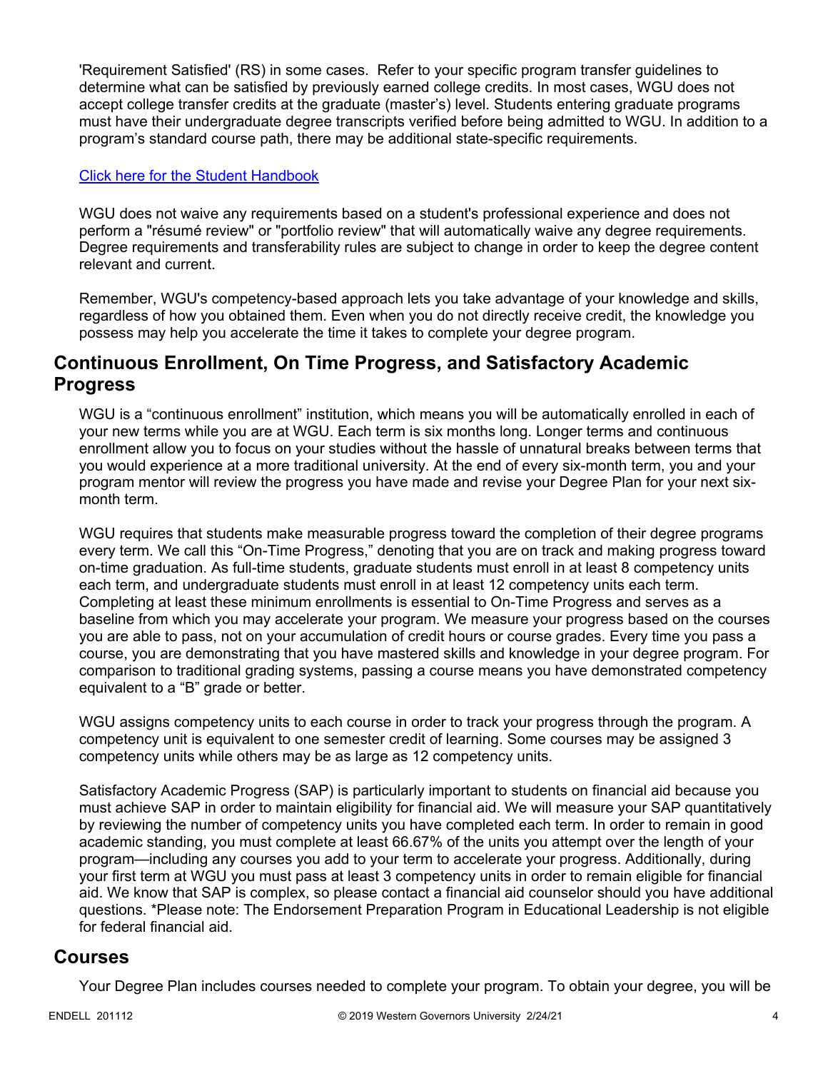'Requirement Satisfied' (RS) in some cases. Refer to your specific program transfer guidelines to determine what can be satisfied by previously earned college credits. In most cases, WGU does not accept college transfer credits at the graduate (master's) level. Students entering graduate programs must have their undergraduate degree transcripts verified before being admitted to WGU. In addition to a program's standard course path, there may be additional state-specific requirements.

[Click here for the Student Handbook]

WGU does not waive any requirements based on a student's professional experience and does not perform a "résumé review" or "portfolio review" that will automatically waive any degree requirements. Degree requirements and transferability rules are subject to change in order to keep the degree content relevant and current.

Remember, WGU's competency-based approach lets you take advantage of your knowledge and skills, regardless of how you obtained them. Even when you do not directly receive credit, the knowledge you possess may help you accelerate the time it takes to complete your degree program.

## Continuous Enrollment, On Time Progress, and Satisfactory Academic Progress

WGU is a "continuous enrollment" institution, which means you will be automatically enrolled in each of your new terms while you are at WGU. Each term is six months long. Longer terms and continuous enrollment allow you to focus on your studies without the hassle of unnatural breaks between terms that you would experience at a more traditional university. At the end of every six-month term, you and your program mentor will review the progress you have made and revise your Degree Plan for your next six-month term.

WGU requires that students make measurable progress toward the completion of their degree programs every term. We call this "On-Time Progress," denoting that you are on track and making progress toward on-time graduation. As full-time students, graduate students must enroll in at least 8 competency units each term, and undergraduate students must enroll in at least 12 competency units each term. Completing at least these minimum enrollments is essential to On-Time Progress and serves as a baseline from which you may accelerate your program. We measure your progress based on the courses you are able to pass, not on your accumulation of credit hours or course grades. Every time you pass a course, you are demonstrating that you have mastered skills and knowledge in your degree program. For comparison to traditional grading systems, passing a course means you have demonstrated competency equivalent to a "B" grade or better.

WGU assigns competency units to each course in order to track your progress through the program. A competency unit is equivalent to one semester credit of learning. Some courses may be assigned 3 competency units while others may be as large as 12 competency units.

Satisfactory Academic Progress (SAP) is particularly important to students on financial aid because you must achieve SAP in order to maintain eligibility for financial aid. We will measure your SAP quantitatively by reviewing the number of competency units you have completed each term. In order to remain in good academic standing, you must complete at least 66.67% of the units you attempt over the length of your program—including any courses you add to your term to accelerate your progress. Additionally, during your first term at WGU you must pass at least 3 competency units in order to remain eligible for financial aid. We know that SAP is complex, so please contact a financial aid counselor should you have additional questions. *Please note: The Endorsement Preparation Program in Educational Leadership is not eligible for federal financial aid.

## Courses

Your Degree Plan includes courses needed to complete your program. To obtain your degree, you will be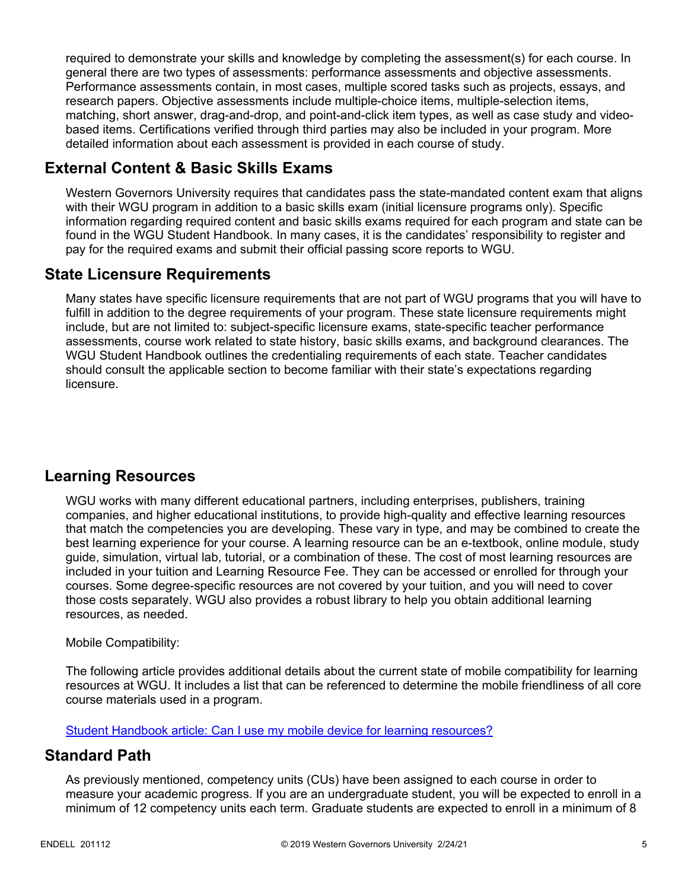required to demonstrate your skills and knowledge by completing the assessment(s) for each course. In general there are two types of assessments: performance assessments and objective assessments. Performance assessments contain, in most cases, multiple scored tasks such as projects, essays, and research papers. Objective assessments include multiple-choice items, multiple-selection items, matching, short answer, drag-and-drop, and point-and-click item types, as well as case study and video-based items. Certifications verified through third parties may also be included in your program. More detailed information about each assessment is provided in each course of study.

## External Content & Basic Skills Exams

Western Governors University requires that candidates pass the state-mandated content exam that aligns with their WGU program in addition to a basic skills exam (initial licensure programs only). Specific information regarding required content and basic skills exams required for each program and state can be found in the WGU Student Handbook. In many cases, it is the candidates' responsibility to register and pay for the required exams and submit their official passing score reports to WGU.

## State Licensure Requirements

Many states have specific licensure requirements that are not part of WGU programs that you will have to fulfill in addition to the degree requirements of your program. These state licensure requirements might include, but are not limited to: subject-specific licensure exams, state-specific teacher performance assessments, course work related to state history, basic skills exams, and background clearances. The WGU Student Handbook outlines the credentialing requirements of each state. Teacher candidates should consult the applicable section to become familiar with their state's expectations regarding licensure.

## Learning Resources

WGU works with many different educational partners, including enterprises, publishers, training companies, and higher educational institutions, to provide high-quality and effective learning resources that match the competencies you are developing. These vary in type, and may be combined to create the best learning experience for your course. A learning resource can be an e-textbook, online module, study guide, simulation, virtual lab, tutorial, or a combination of these. The cost of most learning resources are included in your tuition and Learning Resource Fee. They can be accessed or enrolled for through your courses. Some degree-specific resources are not covered by your tuition, and you will need to cover those costs separately. WGU also provides a robust library to help you obtain additional learning resources, as needed.

Mobile Compatibility:

The following article provides additional details about the current state of mobile compatibility for learning resources at WGU. It includes a list that can be referenced to determine the mobile friendliness of all core course materials used in a program.

[Student Handbook article: Can I use my mobile device for learning resources?]

## Standard Path

As previously mentioned, competency units (CUs) have been assigned to each course in order to measure your academic progress. If you are an undergraduate student, you will be expected to enroll in a minimum of 12 competency units each term. Graduate students are expected to enroll in a minimum of 8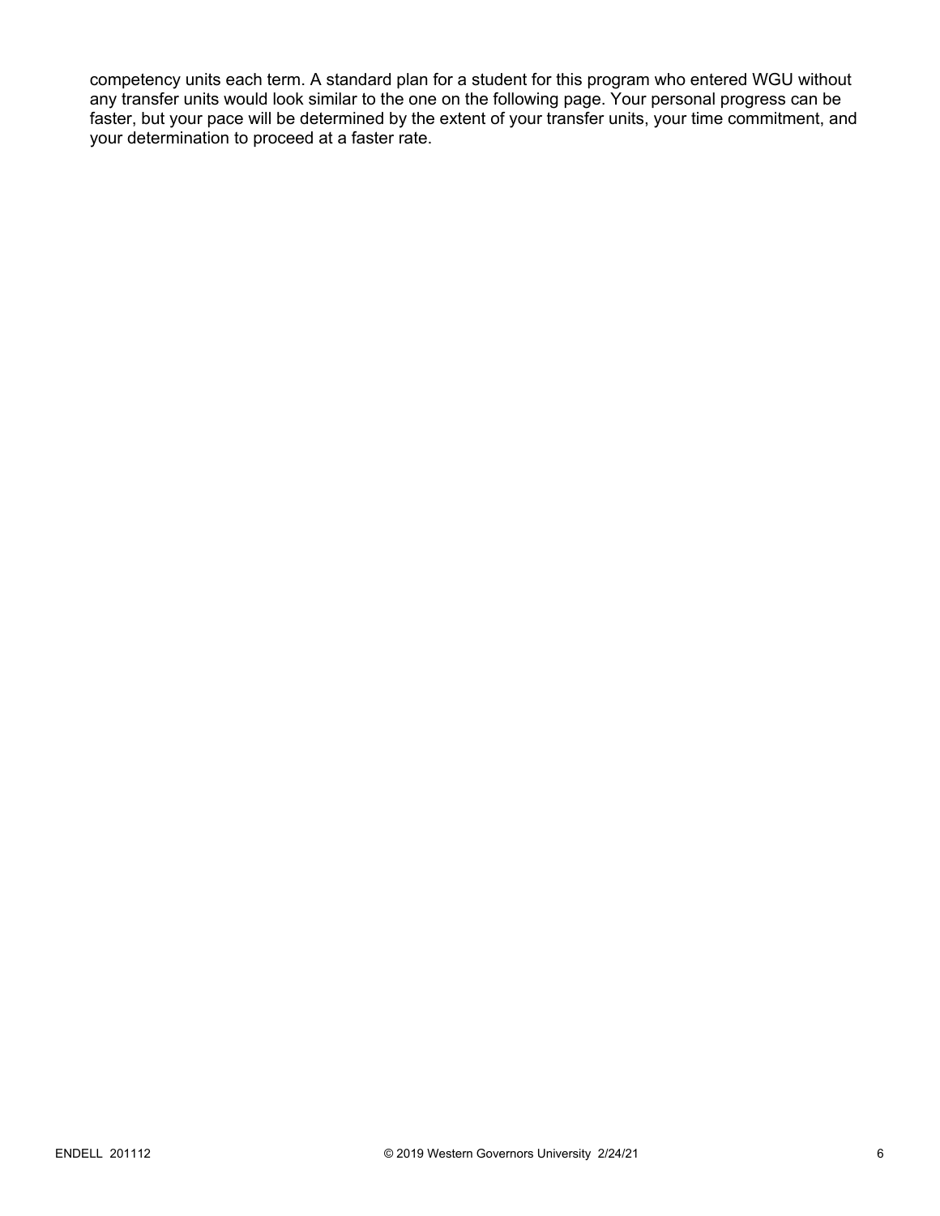competency units each term. A standard plan for a student for this program who entered WGU without any transfer units would look similar to the one on the following page. Your personal progress can be faster, but your pace will be determined by the extent of your transfer units, your time commitment, and your determination to proceed at a faster rate.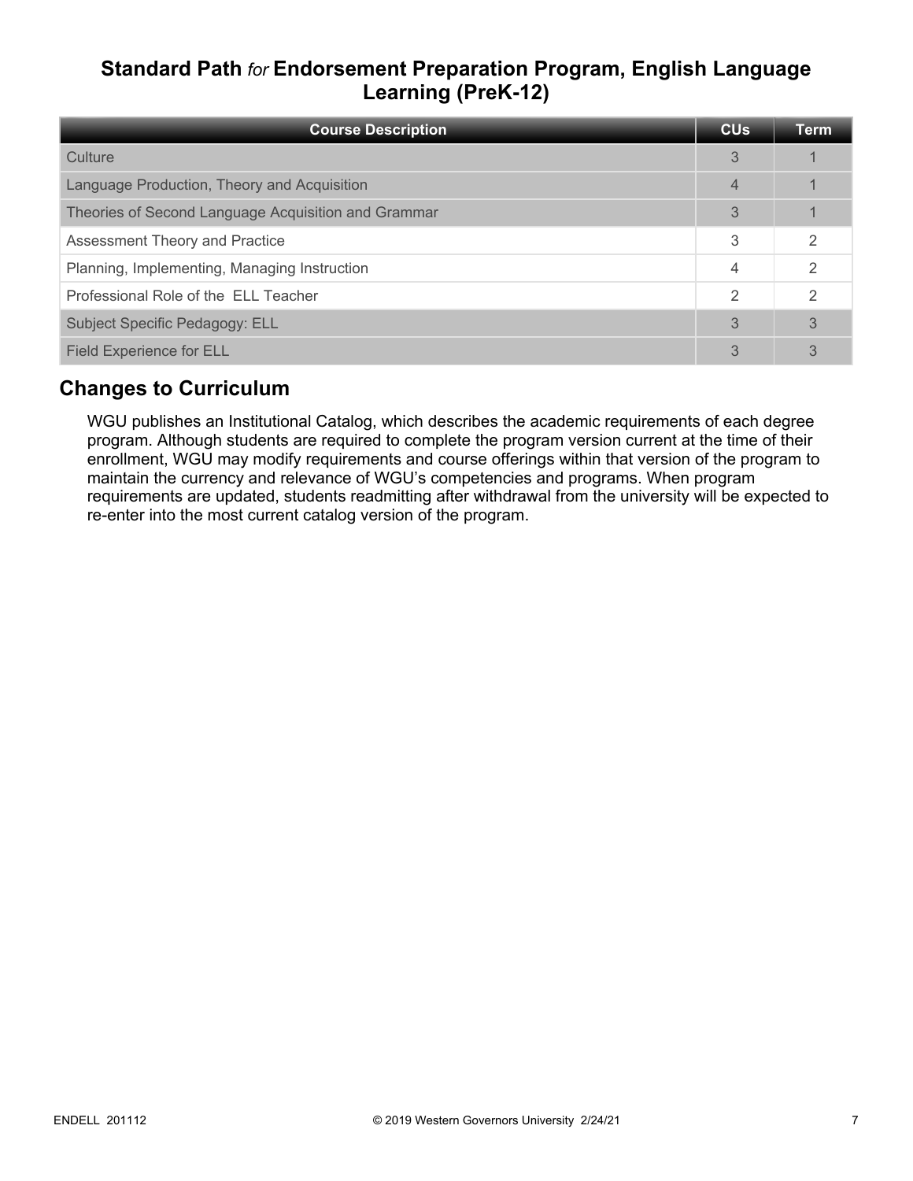## Standard Path *for* Endorsement Preparation Program, English Language Learning (PreK-12)

| Course Description | CUs | Term |
|---|---|---|
| Culture | 3 | 1 |
| Language Production, Theory and Acquisition | 4 | 1 |
| Theories of Second Language Acquisition and Grammar | 3 | 1 |
| Assessment Theory and Practice | 3 | 2 |
| Planning, Implementing, Managing Instruction | 4 | 2 |
| Professional Role of the ELL Teacher | 2 | 2 |
| Subject Specific Pedagogy: ELL | 3 | 3 |
| Field Experience for ELL | 3 | 3 |

## Changes to Curriculum

WGU publishes an Institutional Catalog, which describes the academic requirements of each degree program. Although students are required to complete the program version current at the time of their enrollment, WGU may modify requirements and course offerings within that version of the program to maintain the currency and relevance of WGU's competencies and programs. When program requirements are updated, students readmitting after withdrawal from the university will be expected to re-enter into the most current catalog version of the program.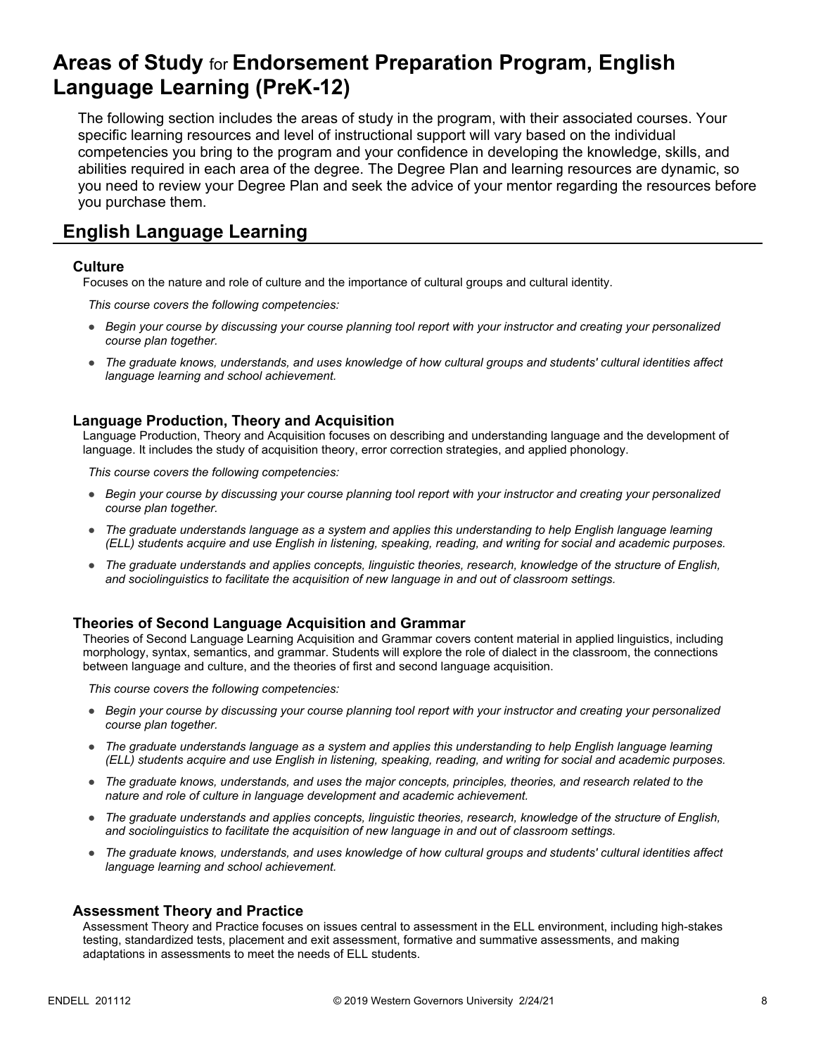# Areas of Study for Endorsement Preparation Program, English Language Learning (PreK-12)

The following section includes the areas of study in the program, with their associated courses. Your specific learning resources and level of instructional support will vary based on the individual competencies you bring to the program and your confidence in developing the knowledge, skills, and abilities required in each area of the degree. The Degree Plan and learning resources are dynamic, so you need to review your Degree Plan and seek the advice of your mentor regarding the resources before you purchase them.

## English Language Learning

### Culture

Focuses on the nature and role of culture and the importance of cultural groups and cultural identity.

*This course covers the following competencies:*

- *Begin your course by discussing your course planning tool report with your instructor and creating your personalized course plan together.*
- *The graduate knows, understands, and uses knowledge of how cultural groups and students' cultural identities affect language learning and school achievement.*

### Language Production, Theory and Acquisition

Language Production, Theory and Acquisition focuses on describing and understanding language and the development of language. It includes the study of acquisition theory, error correction strategies, and applied phonology.

*This course covers the following competencies:*

- *Begin your course by discussing your course planning tool report with your instructor and creating your personalized course plan together.*
- *The graduate understands language as a system and applies this understanding to help English language learning (ELL) students acquire and use English in listening, speaking, reading, and writing for social and academic purposes.*
- *The graduate understands and applies concepts, linguistic theories, research, knowledge of the structure of English, and sociolinguistics to facilitate the acquisition of new language in and out of classroom settings.*

### Theories of Second Language Acquisition and Grammar

Theories of Second Language Learning Acquisition and Grammar covers content material in applied linguistics, including morphology, syntax, semantics, and grammar. Students will explore the role of dialect in the classroom, the connections between language and culture, and the theories of first and second language acquisition.

*This course covers the following competencies:*

- *Begin your course by discussing your course planning tool report with your instructor and creating your personalized course plan together.*
- *The graduate understands language as a system and applies this understanding to help English language learning (ELL) students acquire and use English in listening, speaking, reading, and writing for social and academic purposes.*
- *The graduate knows, understands, and uses the major concepts, principles, theories, and research related to the nature and role of culture in language development and academic achievement.*
- *The graduate understands and applies concepts, linguistic theories, research, knowledge of the structure of English, and sociolinguistics to facilitate the acquisition of new language in and out of classroom settings.*
- *The graduate knows, understands, and uses knowledge of how cultural groups and students' cultural identities affect language learning and school achievement.*

### Assessment Theory and Practice

Assessment Theory and Practice focuses on issues central to assessment in the ELL environment, including high-stakes testing, standardized tests, placement and exit assessment, formative and summative assessments, and making adaptations in assessments to meet the needs of ELL students.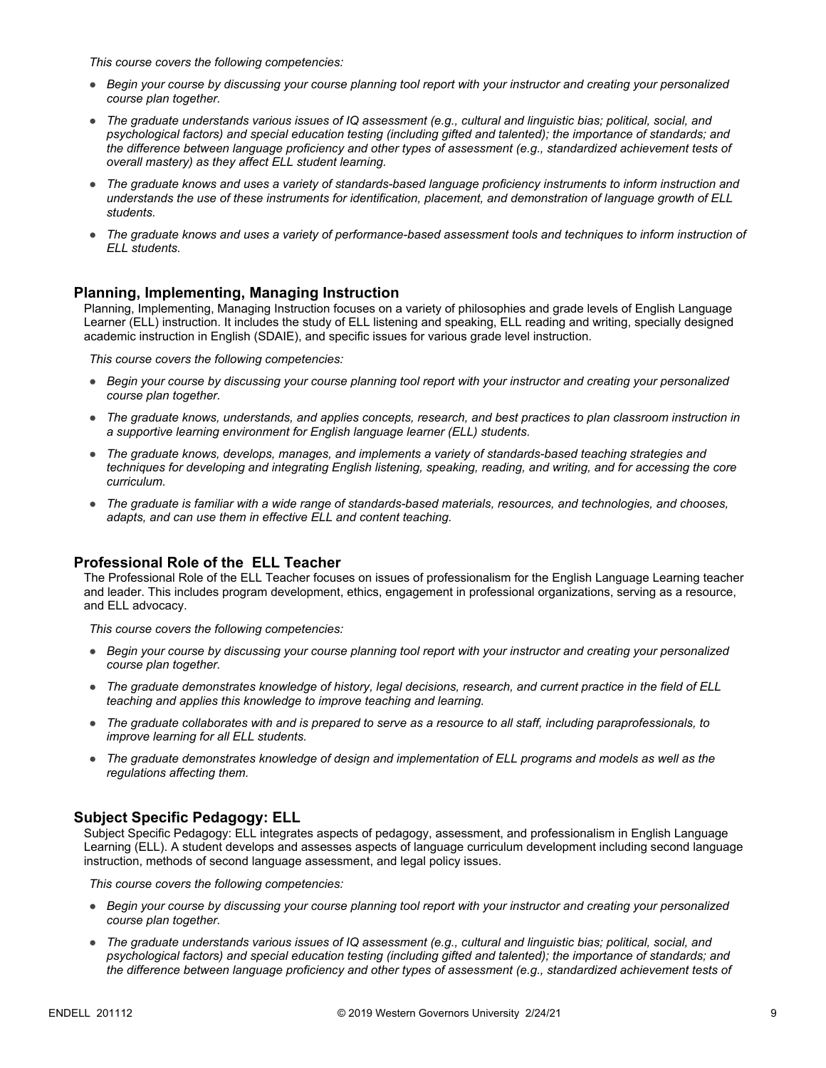*This course covers the following competencies:*

- *Begin your course by discussing your course planning tool report with your instructor and creating your personalized course plan together.*
- *The graduate understands various issues of IQ assessment (e.g., cultural and linguistic bias; political, social, and psychological factors) and special education testing (including gifted and talented); the importance of standards; and the difference between language proficiency and other types of assessment (e.g., standardized achievement tests of overall mastery) as they affect ELL student learning.*
- *The graduate knows and uses a variety of standards-based language proficiency instruments to inform instruction and understands the use of these instruments for identification, placement, and demonstration of language growth of ELL students.*
- *The graduate knows and uses a variety of performance-based assessment tools and techniques to inform instruction of ELL students.*

### Planning, Implementing, Managing Instruction

Planning, Implementing, Managing Instruction focuses on a variety of philosophies and grade levels of English Language Learner (ELL) instruction. It includes the study of ELL listening and speaking, ELL reading and writing, specially designed academic instruction in English (SDAIE), and specific issues for various grade level instruction.

*This course covers the following competencies:*

- *Begin your course by discussing your course planning tool report with your instructor and creating your personalized course plan together.*
- *The graduate knows, understands, and applies concepts, research, and best practices to plan classroom instruction in a supportive learning environment for English language learner (ELL) students.*
- *The graduate knows, develops, manages, and implements a variety of standards-based teaching strategies and techniques for developing and integrating English listening, speaking, reading, and writing, and for accessing the core curriculum.*
- *The graduate is familiar with a wide range of standards-based materials, resources, and technologies, and chooses, adapts, and can use them in effective ELL and content teaching.*

### Professional Role of the ELL Teacher

The Professional Role of the ELL Teacher focuses on issues of professionalism for the English Language Learning teacher and leader. This includes program development, ethics, engagement in professional organizations, serving as a resource, and ELL advocacy.

*This course covers the following competencies:*

- *Begin your course by discussing your course planning tool report with your instructor and creating your personalized course plan together.*
- *The graduate demonstrates knowledge of history, legal decisions, research, and current practice in the field of ELL teaching and applies this knowledge to improve teaching and learning.*
- *The graduate collaborates with and is prepared to serve as a resource to all staff, including paraprofessionals, to improve learning for all ELL students.*
- *The graduate demonstrates knowledge of design and implementation of ELL programs and models as well as the regulations affecting them.*

### Subject Specific Pedagogy: ELL

Subject Specific Pedagogy: ELL integrates aspects of pedagogy, assessment, and professionalism in English Language Learning (ELL). A student develops and assesses aspects of language curriculum development including second language instruction, methods of second language assessment, and legal policy issues.

*This course covers the following competencies:*

- *Begin your course by discussing your course planning tool report with your instructor and creating your personalized course plan together.*
- *The graduate understands various issues of IQ assessment (e.g., cultural and linguistic bias; political, social, and psychological factors) and special education testing (including gifted and talented); the importance of standards; and the difference between language proficiency and other types of assessment (e.g., standardized achievement tests of*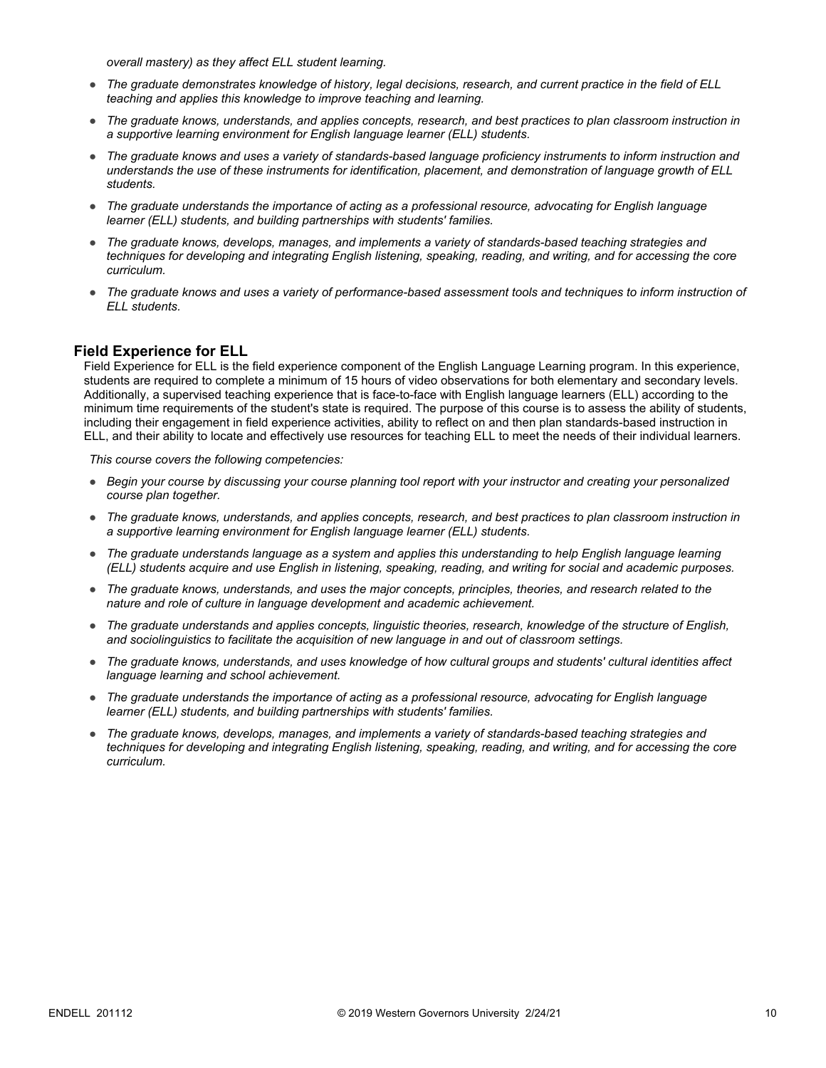*overall mastery) as they affect ELL student learning.*

- *The graduate demonstrates knowledge of history, legal decisions, research, and current practice in the field of ELL teaching and applies this knowledge to improve teaching and learning.*
- *The graduate knows, understands, and applies concepts, research, and best practices to plan classroom instruction in a supportive learning environment for English language learner (ELL) students.*
- *The graduate knows and uses a variety of standards-based language proficiency instruments to inform instruction and understands the use of these instruments for identification, placement, and demonstration of language growth of ELL students.*
- *The graduate understands the importance of acting as a professional resource, advocating for English language learner (ELL) students, and building partnerships with students' families.*
- *The graduate knows, develops, manages, and implements a variety of standards-based teaching strategies and techniques for developing and integrating English listening, speaking, reading, and writing, and for accessing the core curriculum.*
- *The graduate knows and uses a variety of performance-based assessment tools and techniques to inform instruction of ELL students.*

## Field Experience for ELL

Field Experience for ELL is the field experience component of the English Language Learning program. In this experience, students are required to complete a minimum of 15 hours of video observations for both elementary and secondary levels. Additionally, a supervised teaching experience that is face-to-face with English language learners (ELL) according to the minimum time requirements of the student's state is required. The purpose of this course is to assess the ability of students, including their engagement in field experience activities, ability to reflect on and then plan standards-based instruction in ELL, and their ability to locate and effectively use resources for teaching ELL to meet the needs of their individual learners.

*This course covers the following competencies:*

- *Begin your course by discussing your course planning tool report with your instructor and creating your personalized course plan together.*
- *The graduate knows, understands, and applies concepts, research, and best practices to plan classroom instruction in a supportive learning environment for English language learner (ELL) students.*
- *The graduate understands language as a system and applies this understanding to help English language learning (ELL) students acquire and use English in listening, speaking, reading, and writing for social and academic purposes.*
- *The graduate knows, understands, and uses the major concepts, principles, theories, and research related to the nature and role of culture in language development and academic achievement.*
- *The graduate understands and applies concepts, linguistic theories, research, knowledge of the structure of English, and sociolinguistics to facilitate the acquisition of new language in and out of classroom settings.*
- *The graduate knows, understands, and uses knowledge of how cultural groups and students' cultural identities affect language learning and school achievement.*
- *The graduate understands the importance of acting as a professional resource, advocating for English language learner (ELL) students, and building partnerships with students' families.*
- *The graduate knows, develops, manages, and implements a variety of standards-based teaching strategies and techniques for developing and integrating English listening, speaking, reading, and writing, and for accessing the core curriculum.*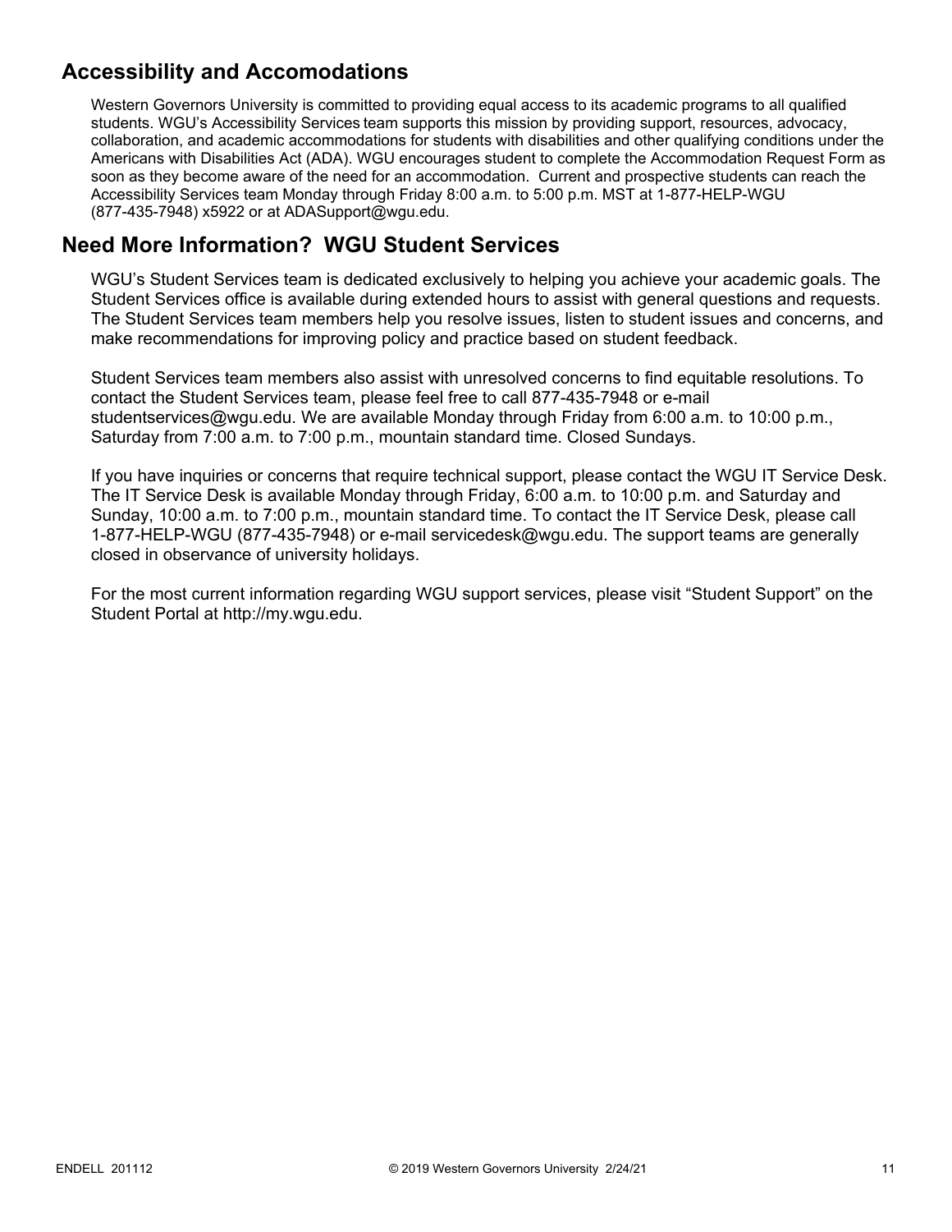## Accessibility and Accomodations

Western Governors University is committed to providing equal access to its academic programs to all qualified students. WGU's Accessibility Services team supports this mission by providing support, resources, advocacy, collaboration, and academic accommodations for students with disabilities and other qualifying conditions under the Americans with Disabilities Act (ADA). WGU encourages student to complete the Accommodation Request Form as soon as they become aware of the need for an accommodation. Current and prospective students can reach the Accessibility Services team Monday through Friday 8:00 a.m. to 5:00 p.m. MST at 1-877-HELP-WGU (877-435-7948) x5922 or at ADASupport@wgu.edu.

## Need More Information? WGU Student Services

WGU's Student Services team is dedicated exclusively to helping you achieve your academic goals. The Student Services office is available during extended hours to assist with general questions and requests. The Student Services team members help you resolve issues, listen to student issues and concerns, and make recommendations for improving policy and practice based on student feedback.

Student Services team members also assist with unresolved concerns to find equitable resolutions. To contact the Student Services team, please feel free to call 877-435-7948 or e-mail studentservices@wgu.edu. We are available Monday through Friday from 6:00 a.m. to 10:00 p.m., Saturday from 7:00 a.m. to 7:00 p.m., mountain standard time. Closed Sundays.

If you have inquiries or concerns that require technical support, please contact the WGU IT Service Desk. The IT Service Desk is available Monday through Friday, 6:00 a.m. to 10:00 p.m. and Saturday and Sunday, 10:00 a.m. to 7:00 p.m., mountain standard time. To contact the IT Service Desk, please call 1-877-HELP-WGU (877-435-7948) or e-mail servicedesk@wgu.edu. The support teams are generally closed in observance of university holidays.

For the most current information regarding WGU support services, please visit "Student Support" on the Student Portal at http://my.wgu.edu.